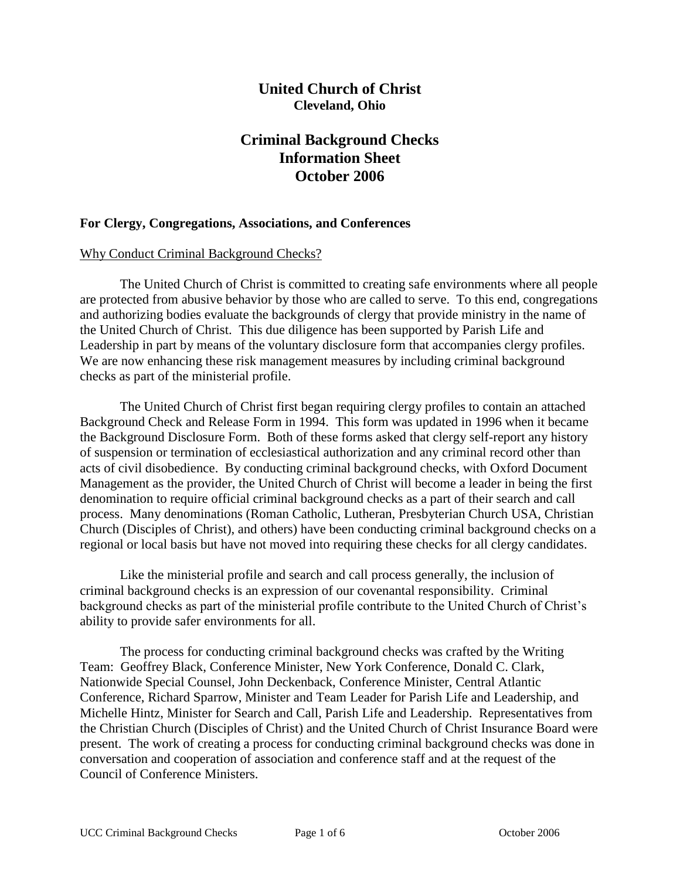# United Church of Christ
**Cleveland, Ohio**

## Criminal Background Checks Information Sheet October 2006

### For Clergy, Congregations, Associations, and Conferences

<u>Why Conduct Criminal Background Checks?</u>

The United Church of Christ is committed to creating safe environments where all people are protected from abusive behavior by those who are called to serve. To this end, congregations and authorizing bodies evaluate the backgrounds of clergy that provide ministry in the name of the United Church of Christ. This due diligence has been supported by Parish Life and Leadership in part by means of the voluntary disclosure form that accompanies clergy profiles. We are now enhancing these risk management measures by including criminal background checks as part of the ministerial profile.

The United Church of Christ first began requiring clergy profiles to contain an attached Background Check and Release Form in 1994. This form was updated in 1996 when it became the Background Disclosure Form. Both of these forms asked that clergy self-report any history of suspension or termination of ecclesiastical authorization and any criminal record other than acts of civil disobedience. By conducting criminal background checks, with Oxford Document Management as the provider, the United Church of Christ will become a leader in being the first denomination to require official criminal background checks as a part of their search and call process. Many denominations (Roman Catholic, Lutheran, Presbyterian Church USA, Christian Church (Disciples of Christ), and others) have been conducting criminal background checks on a regional or local basis but have not moved into requiring these checks for all clergy candidates.

Like the ministerial profile and search and call process generally, the inclusion of criminal background checks is an expression of our covenantal responsibility. Criminal background checks as part of the ministerial profile contribute to the United Church of Christ's ability to provide safer environments for all.

The process for conducting criminal background checks was crafted by the Writing Team: Geoffrey Black, Conference Minister, New York Conference, Donald C. Clark, Nationwide Special Counsel, John Deckenback, Conference Minister, Central Atlantic Conference, Richard Sparrow, Minister and Team Leader for Parish Life and Leadership, and Michelle Hintz, Minister for Search and Call, Parish Life and Leadership. Representatives from the Christian Church (Disciples of Christ) and the United Church of Christ Insurance Board were present. The work of creating a process for conducting criminal background checks was done in conversation and cooperation of association and conference staff and at the request of the Council of Conference Ministers.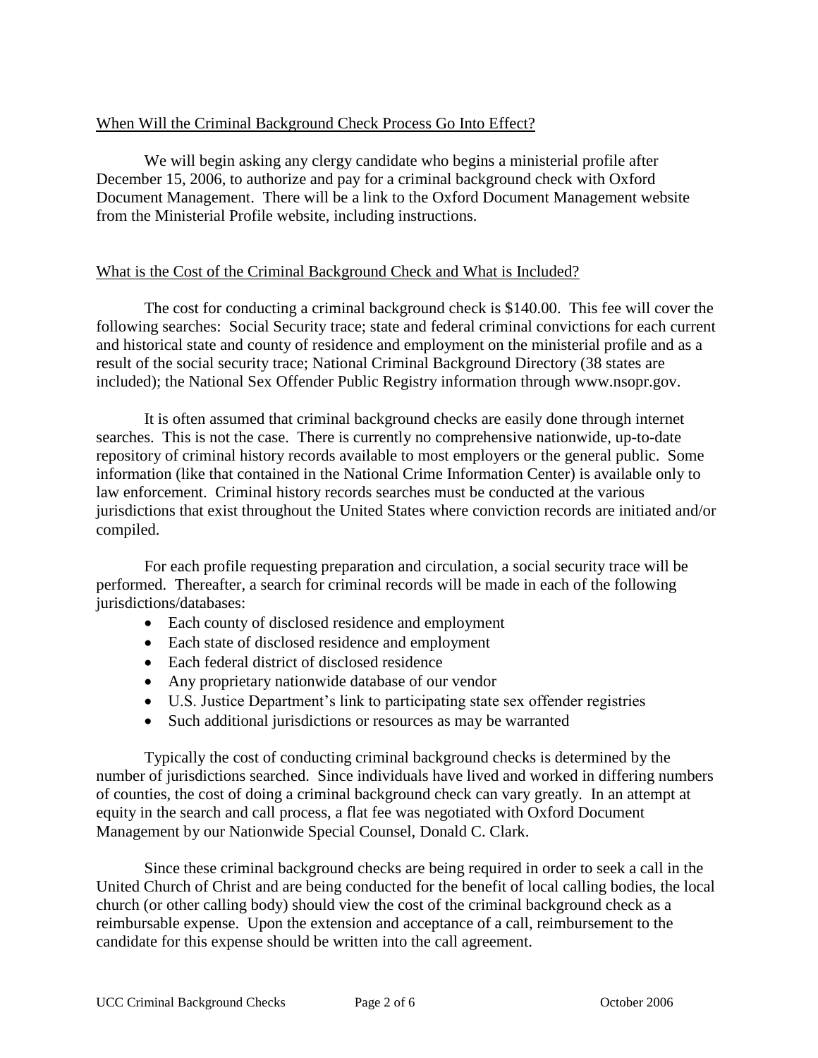## When Will the Criminal Background Check Process Go Into Effect?

We will begin asking any clergy candidate who begins a ministerial profile after December 15, 2006, to authorize and pay for a criminal background check with Oxford Document Management. There will be a link to the Oxford Document Management website from the Ministerial Profile website, including instructions.

## What is the Cost of the Criminal Background Check and What is Included?

The cost for conducting a criminal background check is $140.00. This fee will cover the following searches: Social Security trace; state and federal criminal convictions for each current and historical state and county of residence and employment on the ministerial profile and as a result of the social security trace; National Criminal Background Directory (38 states are included); the National Sex Offender Public Registry information through www.nsopr.gov.

It is often assumed that criminal background checks are easily done through internet searches. This is not the case. There is currently no comprehensive nationwide, up-to-date repository of criminal history records available to most employers or the general public. Some information (like that contained in the National Crime Information Center) is available only to law enforcement. Criminal history records searches must be conducted at the various jurisdictions that exist throughout the United States where conviction records are initiated and/or compiled.

For each profile requesting preparation and circulation, a social security trace will be performed. Thereafter, a search for criminal records will be made in each of the following jurisdictions/databases:

- Each county of disclosed residence and employment
- Each state of disclosed residence and employment
- Each federal district of disclosed residence
- Any proprietary nationwide database of our vendor
- U.S. Justice Department's link to participating state sex offender registries
- Such additional jurisdictions or resources as may be warranted

Typically the cost of conducting criminal background checks is determined by the number of jurisdictions searched. Since individuals have lived and worked in differing numbers of counties, the cost of doing a criminal background check can vary greatly. In an attempt at equity in the search and call process, a flat fee was negotiated with Oxford Document Management by our Nationwide Special Counsel, Donald C. Clark.

Since these criminal background checks are being required in order to seek a call in the United Church of Christ and are being conducted for the benefit of local calling bodies, the local church (or other calling body) should view the cost of the criminal background check as a reimbursable expense. Upon the extension and acceptance of a call, reimbursement to the candidate for this expense should be written into the call agreement.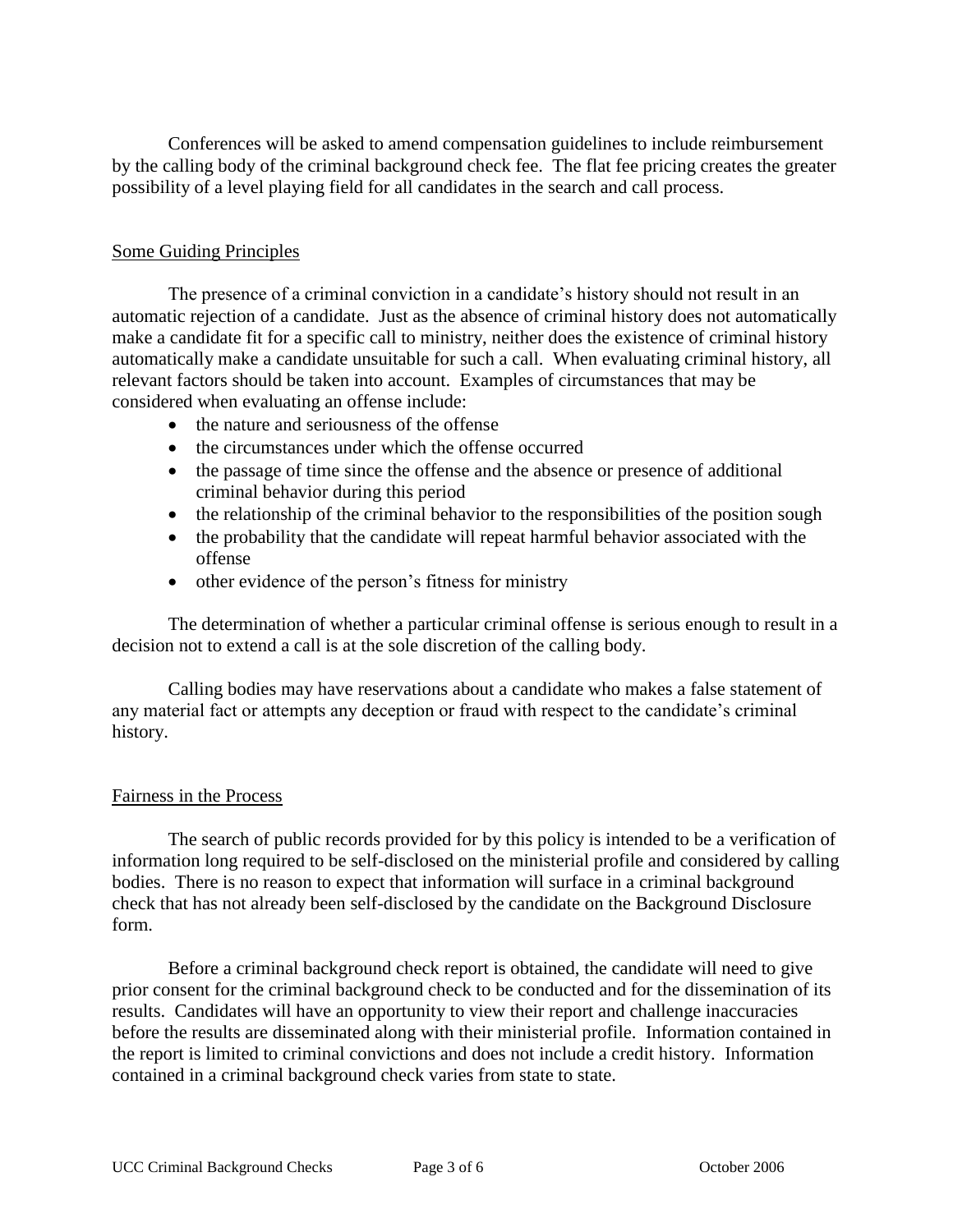Conferences will be asked to amend compensation guidelines to include reimbursement by the calling body of the criminal background check fee. The flat fee pricing creates the greater possibility of a level playing field for all candidates in the search and call process.

## Some Guiding Principles

The presence of a criminal conviction in a candidate's history should not result in an automatic rejection of a candidate. Just as the absence of criminal history does not automatically make a candidate fit for a specific call to ministry, neither does the existence of criminal history automatically make a candidate unsuitable for such a call. When evaluating criminal history, all relevant factors should be taken into account. Examples of circumstances that may be considered when evaluating an offense include:

- the nature and seriousness of the offense
- the circumstances under which the offense occurred
- the passage of time since the offense and the absence or presence of additional criminal behavior during this period
- the relationship of the criminal behavior to the responsibilities of the position sough
- the probability that the candidate will repeat harmful behavior associated with the offense
- other evidence of the person's fitness for ministry

The determination of whether a particular criminal offense is serious enough to result in a decision not to extend a call is at the sole discretion of the calling body.

Calling bodies may have reservations about a candidate who makes a false statement of any material fact or attempts any deception or fraud with respect to the candidate's criminal history.

## Fairness in the Process

The search of public records provided for by this policy is intended to be a verification of information long required to be self-disclosed on the ministerial profile and considered by calling bodies. There is no reason to expect that information will surface in a criminal background check that has not already been self-disclosed by the candidate on the Background Disclosure form.

Before a criminal background check report is obtained, the candidate will need to give prior consent for the criminal background check to be conducted and for the dissemination of its results. Candidates will have an opportunity to view their report and challenge inaccuracies before the results are disseminated along with their ministerial profile. Information contained in the report is limited to criminal convictions and does not include a credit history. Information contained in a criminal background check varies from state to state.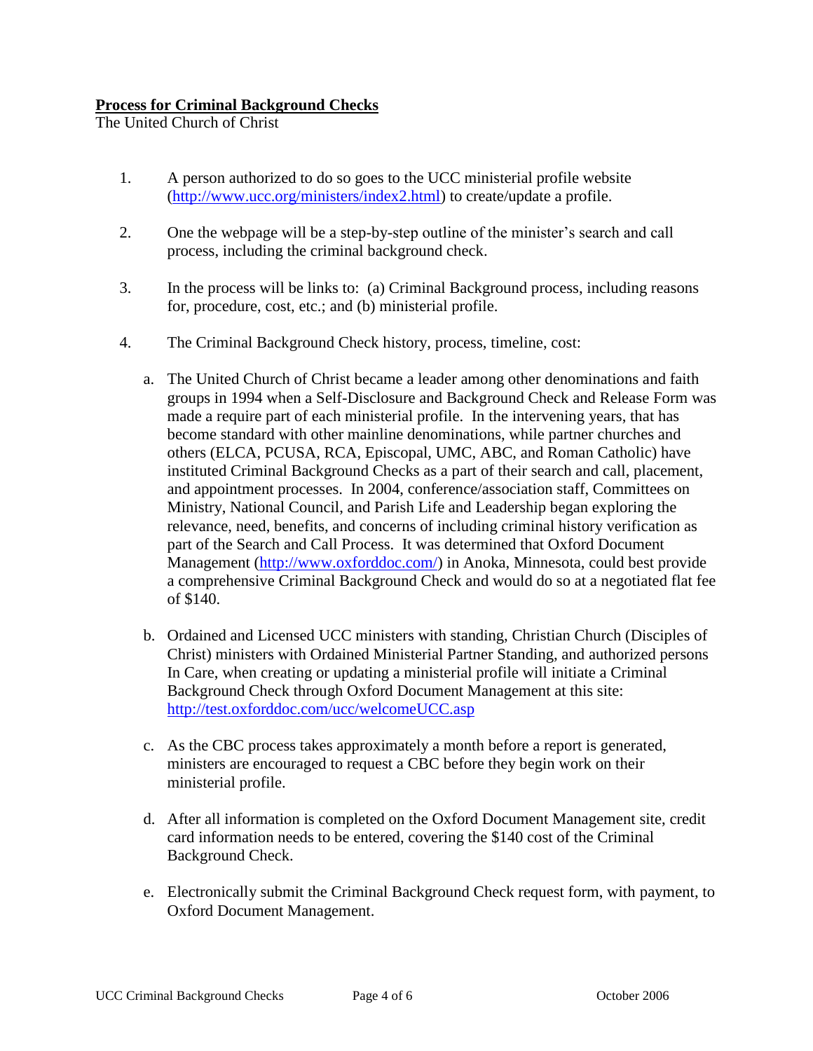**Process for Criminal Background Checks**

The United Church of Christ

1. A person authorized to do so goes to the UCC ministerial profile website (http://www.ucc.org/ministers/index2.html) to create/update a profile.

2. One the webpage will be a step-by-step outline of the minister's search and call process, including the criminal background check.

3. In the process will be links to: (a) Criminal Background process, including reasons for, procedure, cost, etc.; and (b) ministerial profile.

4. The Criminal Background Check history, process, timeline, cost:

   a. The United Church of Christ became a leader among other denominations and faith groups in 1994 when a Self-Disclosure and Background Check and Release Form was made a require part of each ministerial profile. In the intervening years, that has become standard with other mainline denominations, while partner churches and others (ELCA, PCUSA, RCA, Episcopal, UMC, ABC, and Roman Catholic) have instituted Criminal Background Checks as a part of their search and call, placement, and appointment processes. In 2004, conference/association staff, Committees on Ministry, National Council, and Parish Life and Leadership began exploring the relevance, need, benefits, and concerns of including criminal history verification as part of the Search and Call Process. It was determined that Oxford Document Management (http://www.oxforddoc.com/) in Anoka, Minnesota, could best provide a comprehensive Criminal Background Check and would do so at a negotiated flat fee of $140.

   b. Ordained and Licensed UCC ministers with standing, Christian Church (Disciples of Christ) ministers with Ordained Ministerial Partner Standing, and authorized persons In Care, when creating or updating a ministerial profile will initiate a Criminal Background Check through Oxford Document Management at this site: http://test.oxforddoc.com/ucc/welcomeUCC.asp

   c. As the CBC process takes approximately a month before a report is generated, ministers are encouraged to request a CBC before they begin work on their ministerial profile.

   d. After all information is completed on the Oxford Document Management site, credit card information needs to be entered, covering the $140 cost of the Criminal Background Check.

   e. Electronically submit the Criminal Background Check request form, with payment, to Oxford Document Management.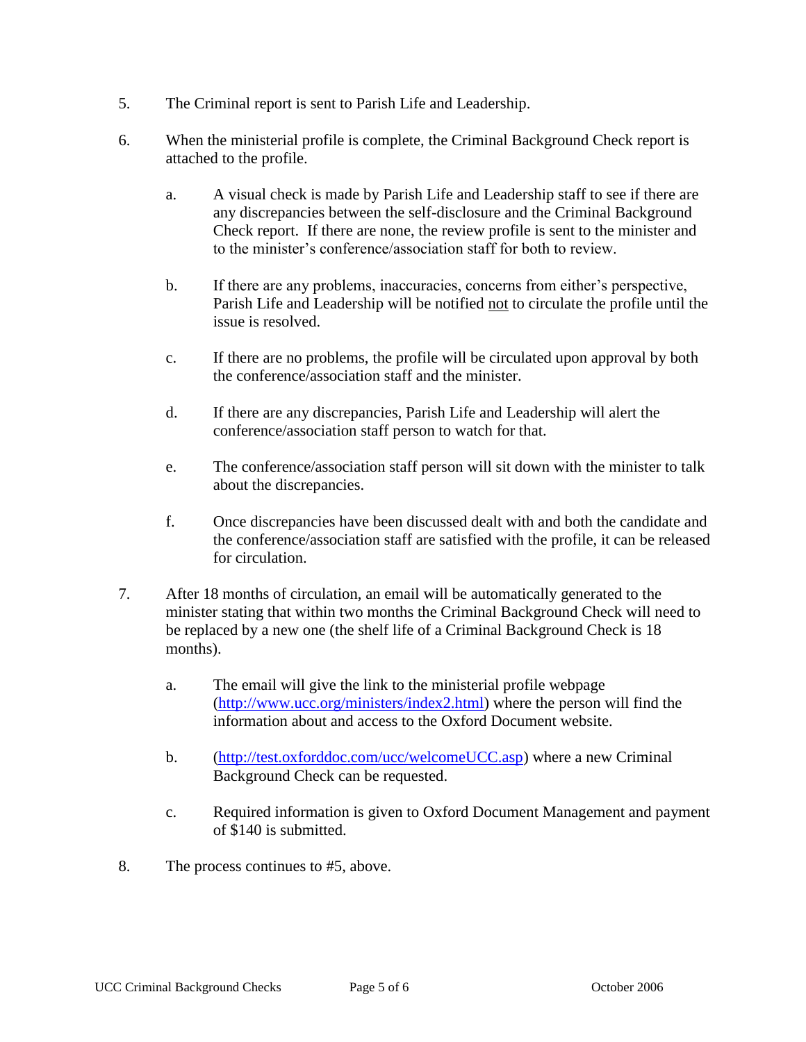5. The Criminal report is sent to Parish Life and Leadership.

6. When the ministerial profile is complete, the Criminal Background Check report is attached to the profile.

   a. A visual check is made by Parish Life and Leadership staff to see if there are any discrepancies between the self-disclosure and the Criminal Background Check report. If there are none, the review profile is sent to the minister and to the minister's conference/association staff for both to review.

   b. If there are any problems, inaccuracies, concerns from either's perspective, Parish Life and Leadership will be notified <u>not</u> to circulate the profile until the issue is resolved.

   c. If there are no problems, the profile will be circulated upon approval by both the conference/association staff and the minister.

   d. If there are any discrepancies, Parish Life and Leadership will alert the conference/association staff person to watch for that.

   e. The conference/association staff person will sit down with the minister to talk about the discrepancies.

   f. Once discrepancies have been discussed dealt with and both the candidate and the conference/association staff are satisfied with the profile, it can be released for circulation.

7. After 18 months of circulation, an email will be automatically generated to the minister stating that within two months the Criminal Background Check will need to be replaced by a new one (the shelf life of a Criminal Background Check is 18 months).

   a. The email will give the link to the ministerial profile webpage (http://www.ucc.org/ministers/index2.html) where the person will find the information about and access to the Oxford Document website.

   b. (http://test.oxforddoc.com/ucc/welcomeUCC.asp) where a new Criminal Background Check can be requested.

   c. Required information is given to Oxford Document Management and payment of $140 is submitted.

8. The process continues to #5, above.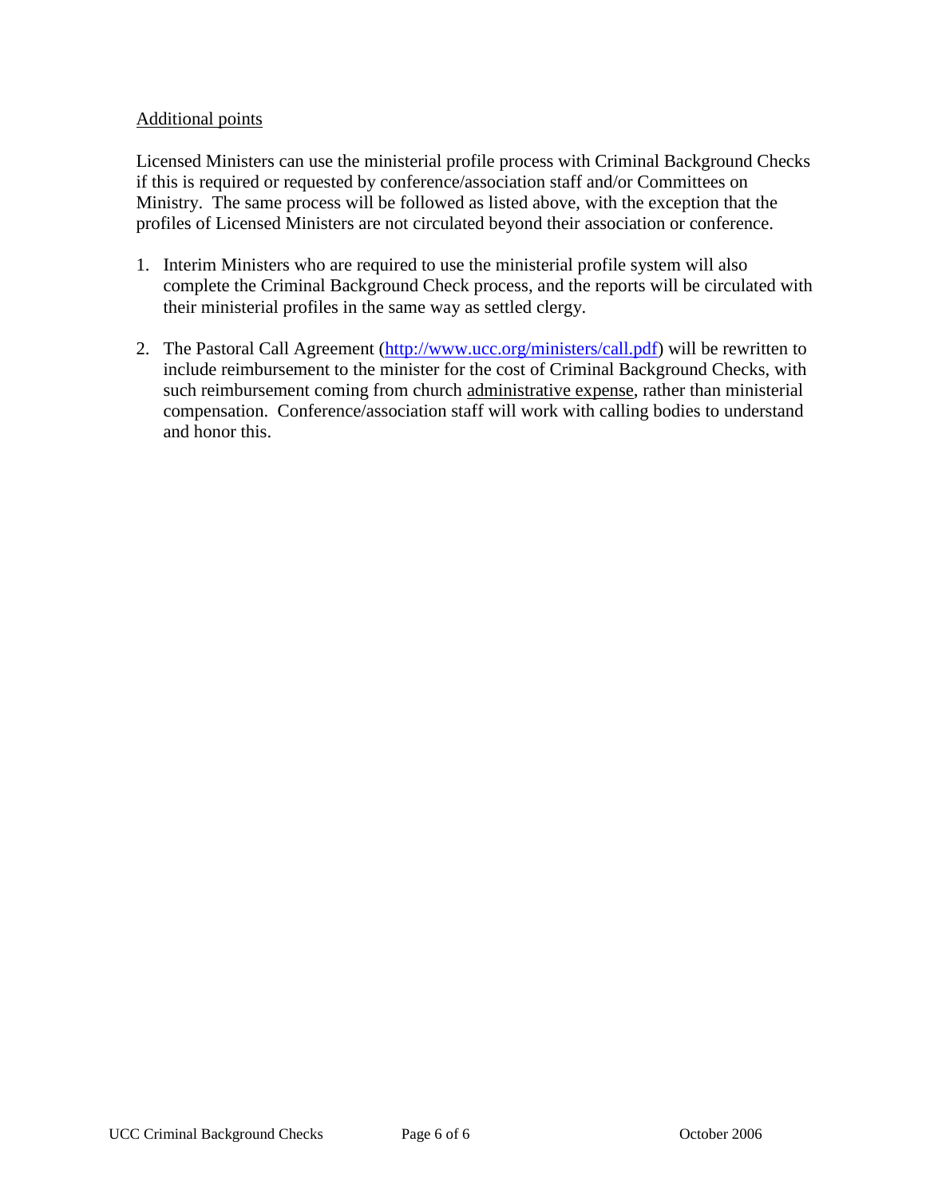Additional points

Licensed Ministers can use the ministerial profile process with Criminal Background Checks if this is required or requested by conference/association staff and/or Committees on Ministry. The same process will be followed as listed above, with the exception that the profiles of Licensed Ministers are not circulated beyond their association or conference.

1. Interim Ministers who are required to use the ministerial profile system will also complete the Criminal Background Check process, and the reports will be circulated with their ministerial profiles in the same way as settled clergy.

2. The Pastoral Call Agreement (http://www.ucc.org/ministers/call.pdf) will be rewritten to include reimbursement to the minister for the cost of Criminal Background Checks, with such reimbursement coming from church administrative expense, rather than ministerial compensation. Conference/association staff will work with calling bodies to understand and honor this.